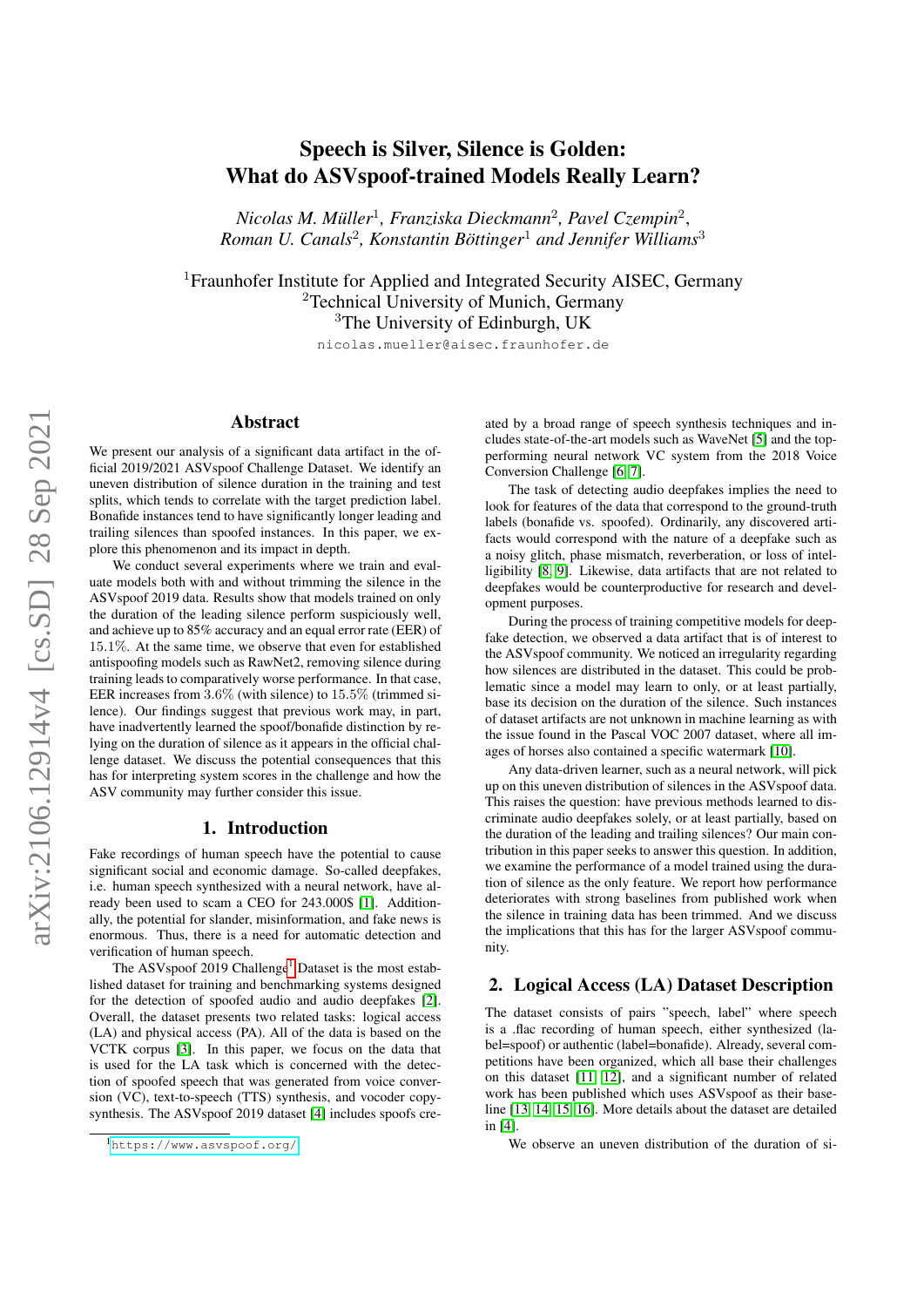# Speech is Silver, Silence is Golden: What do ASVspoof-trained Models Really Learn?

*Nicolas M. Müller*[1], *Franziska Dieckmann*[2], *Pavel Czempin*[2], *Roman U. Canals*[2], *Konstantin Böttinger*[1] *and Jennifer Williams*[3]

[1]Fraunhofer Institute for Applied and Integrated Security AISEC, Germany
[2]Technical University of Munich, Germany
[3]The University of Edinburgh, UK

nicolas.mueller@aisec.fraunhofer.de

## Abstract

We present our analysis of a significant data artifact in the official 2019/2021 ASVspoof Challenge Dataset. We identify an uneven distribution of silence duration in the training and test splits, which tends to correlate with the target prediction label. Bonafide instances tend to have significantly longer leading and trailing silences than spoofed instances. In this paper, we explore this phenomenon and its impact in depth.

We conduct several experiments where we train and evaluate models both with and without trimming the silence in the ASVspoof 2019 data. Results show that models trained on only the duration of the leading silence perform suspiciously well, and achieve up to 85% accuracy and an equal error rate (EER) of 15.1%. At the same time, we observe that even for established antispoofing models such as RawNet2, removing silence during training leads to comparatively worse performance. In that case, EER increases from 3.6% (with silence) to 15.5% (trimmed silence). Our findings suggest that previous work may, in part, have inadvertently learned the spoof/bonafide distinction by relying on the duration of silence as it appears in the official challenge dataset. We discuss the potential consequences that this has for interpreting system scores in the challenge and how the ASV community may further consider this issue.

## 1. Introduction

Fake recordings of human speech have the potential to cause significant social and economic damage. So-called deepfakes, i.e. human speech synthesized with a neural network, have already been used to scam a CEO for 243.000$ [1]. Additionally, the potential for slander, misinformation, and fake news is enormous. Thus, there is a need for automatic detection and verification of human speech.

The ASVspoof 2019 Challenge[1] Dataset is the most established dataset for training and benchmarking systems designed for the detection of spoofed audio and audio deepfakes [2]. Overall, the dataset presents two related tasks: logical access (LA) and physical access (PA). All of the data is based on the VCTK corpus [3]. In this paper, we focus on the data that is used for the LA task which is concerned with the detection of spoofed speech that was generated from voice conversion (VC), text-to-speech (TTS) synthesis, and vocoder copy-synthesis. The ASVspoof 2019 dataset [4] includes spoofs created by a broad range of speech synthesis techniques and includes state-of-the-art models such as WaveNet [5] and the top-performing neural network VC system from the 2018 Voice Conversion Challenge [6, 7].

The task of detecting audio deepfakes implies the need to look for features of the data that correspond to the ground-truth labels (bonafide vs. spoofed). Ordinarily, any discovered artifacts would correspond with the nature of a deepfake such as a noisy glitch, phase mismatch, reverberation, or loss of intelligibility [8, 9]. Likewise, data artifacts that are not related to deepfakes would be counterproductive for research and development purposes.

During the process of training competitive models for deepfake detection, we observed a data artifact that is of interest to the ASVspoof community. We noticed an irregularity regarding how silences are distributed in the dataset. This could be problematic since a model may learn to only, or at least partially, base its decision on the duration of the silence. Such instances of dataset artifacts are not unknown in machine learning as with the issue found in the Pascal VOC 2007 dataset, where all images of horses also contained a specific watermark [10].

Any data-driven learner, such as a neural network, will pick up on this uneven distribution of silences in the ASVspoof data. This raises the question: have previous methods learned to discriminate audio deepfakes solely, or at least partially, based on the duration of the leading and trailing silences? Our main contribution in this paper seeks to answer this question. In addition, we examine the performance of a model trained using the duration of silence as the only feature. We report how performance deteriorates with strong baselines from published work when the silence in training data has been trimmed. And we discuss the implications that this has for the larger ASVspoof community.

## 2. Logical Access (LA) Dataset Description

The dataset consists of pairs "speech, label" where speech is a .flac recording of human speech, either synthesized (label=spoof) or authentic (label=bonafide). Already, several competitions have been organized, which all base their challenges on this dataset [11, 12], and a significant number of related work has been published which uses ASVspoof as their baseline [13, 14, 15, 16]. More details about the dataset are detailed in [4].

We observe an uneven distribution of the duration of si-

[1]https://www.asvspoof.org/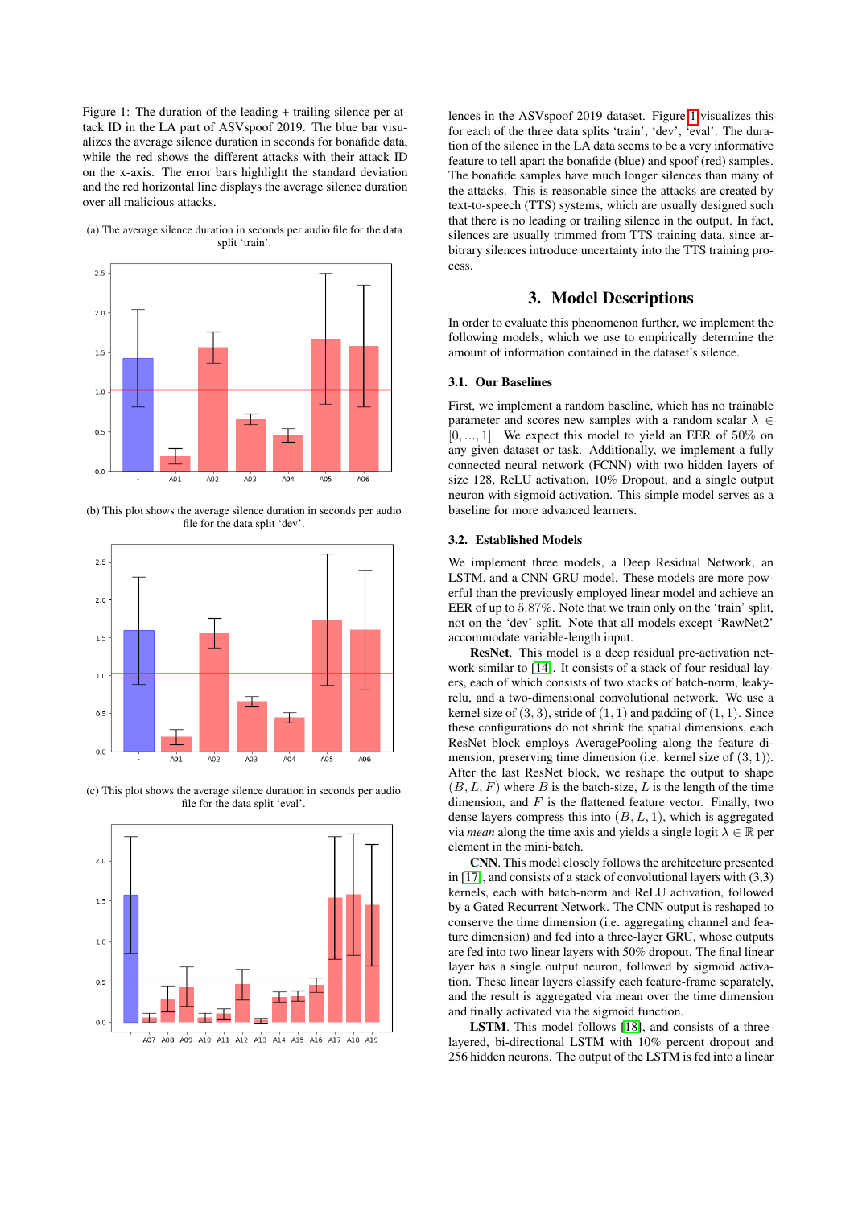Figure 1: The duration of the leading + trailing silence per attack ID in the LA part of ASVspoof 2019. The blue bar visualizes the average silence duration in seconds for bonafide data, while the red shows the different attacks with their attack ID on the x-axis. The error bars highlight the standard deviation and the red horizontal line displays the average silence duration over all malicious attacks.

(a) The average silence duration in seconds per audio file for the data split 'train'.

0.0
0.5
1.0
1.5
2.0
2.5
-
A01
A02
A03
A04
A05
A06

(b) This plot shows the average silence duration in seconds per audio file for the data split 'dev'.

0.0
0.5
1.0
1.5
2.0
2.5
-
A01
A02
A03
A04
A05
A06

(c) This plot shows the average silence duration in seconds per audio file for the data split 'eval'.

0.0
0.5
1.0
1.5
2.0
-
A07
A08
A09
A10
A11
A12
A13
A14
A15
A16
A17
A18
A19

lences in the ASVspoof 2019 dataset. Figure 1 visualizes this for each of the three data splits 'train', 'dev', 'eval'. The duration of the silence in the LA data seems to be a very informative feature to tell apart the bonafide (blue) and spoof (red) samples. The bonafide samples have much longer silences than many of the attacks. This is reasonable since the attacks are created by text-to-speech (TTS) systems, which are usually designed such that there is no leading or trailing silence in the output. In fact, silences are usually trimmed from TTS training data, since arbitrary silences introduce uncertainty into the TTS training process.

## 3. Model Descriptions

In order to evaluate this phenomenon further, we implement the following models, which we use to empirically determine the amount of information contained in the dataset's silence.

### 3.1. Our Baselines

First, we implement a random baseline, which has no trainable parameter and scores new samples with a random scalar $\lambda \in [0, ..., 1]$. We expect this model to yield an EER of 50% on any given dataset or task. Additionally, we implement a fully connected neural network (FCNN) with two hidden layers of size 128, ReLU activation, 10% Dropout, and a single output neuron with sigmoid activation. This simple model serves as a baseline for more advanced learners.

### 3.2. Established Models

We implement three models, a Deep Residual Network, an LSTM, and a CNN-GRU model. These models are more powerful than the previously employed linear model and achieve an EER of up to 5.87%. Note that we train only on the 'train' split, not on the 'dev' split. Note that all models except 'RawNet2' accommodate variable-length input.

**ResNet**. This model is a deep residual pre-activation network similar to [14]. It consists of a stack of four residual layers, each of which consists of two stacks of batch-norm, leaky-relu, and a two-dimensional convolutional network. We use a kernel size of $(3, 3)$, stride of $(1, 1)$ and padding of $(1, 1)$. Since these configurations do not shrink the spatial dimensions, each ResNet block employs AveragePooling along the feature dimension, preserving time dimension (i.e. kernel size of $(3, 1)$). After the last ResNet block, we reshape the output to shape $(B, L, F)$ where $B$ is the batch-size, $L$ is the length of the time dimension, and $F$ is the flattened feature vector. Finally, two dense layers compress this into $(B, L, 1)$, which is aggregated via *mean* along the time axis and yields a single logit $\lambda \in \mathbb{R}$ per element in the mini-batch.

**CNN**. This model closely follows the architecture presented in [17], and consists of a stack of convolutional layers with (3,3) kernels, each with batch-norm and ReLU activation, followed by a Gated Recurrent Network. The CNN output is reshaped to conserve the time dimension (i.e. aggregating channel and feature dimension) and fed into a three-layer GRU, whose outputs are fed into two linear layers with 50% dropout. The final linear layer has a single output neuron, followed by sigmoid activation. These linear layers classify each feature-frame separately, and the result is aggregated via mean over the time dimension and finally activated via the sigmoid function.

**LSTM**. This model follows [18], and consists of a three-layered, bi-directional LSTM with 10% percent dropout and 256 hidden neurons. The output of the LSTM is fed into a linear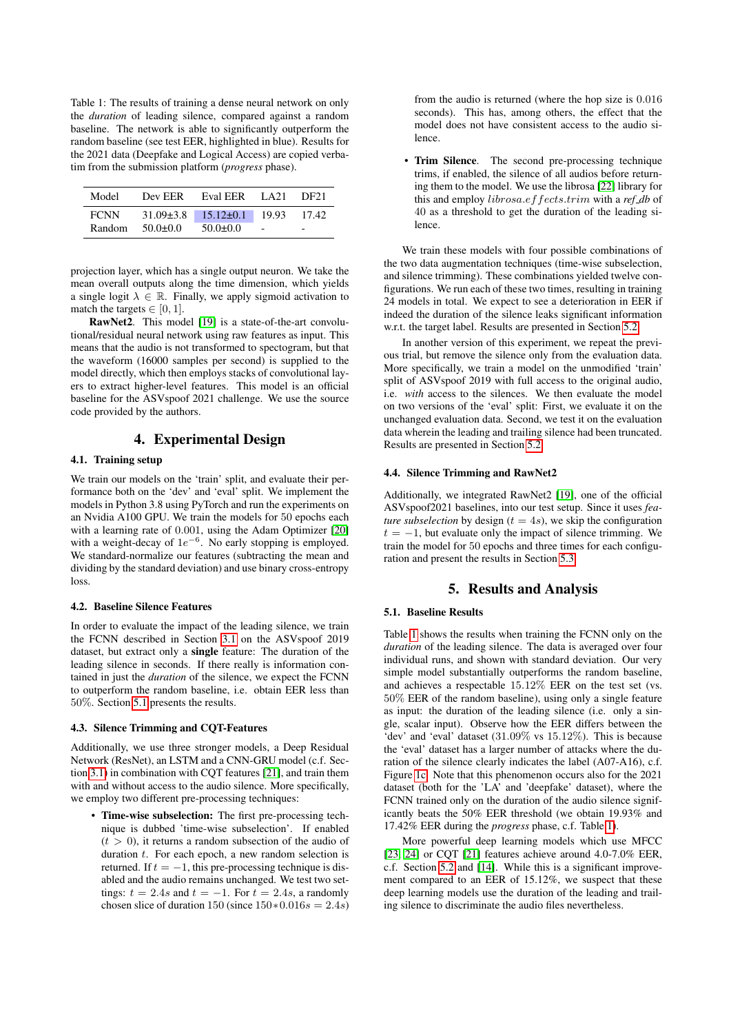Table 1: The results of training a dense neural network on only the *duration* of leading silence, compared against a random baseline. The network is able to significantly outperform the random baseline (see test EER, highlighted in blue). Results for the 2021 data (Deepfake and Logical Access) are copied verbatim from the submission platform (*progress* phase).

| Model | Dev EER | Eval EER | LA21 | DF21 |
|---|---|---|---|---|
| FCNN | 31.09±3.8 | 15.12±0.1 | 19.93 | 17.42 |
| Random | 50.0±0.0 | 50.0±0.0 | - | - |

projection layer, which has a single output neuron. We take the mean overall outputs along the time dimension, which yields a single logit $\lambda \in \mathbb{R}$. Finally, we apply sigmoid activation to match the targets $\in [0, 1]$.

**RawNet2**. This model [19] is a state-of-the-art convolutional/residual neural network using raw features as input. This means that the audio is not transformed to spectogram, but that the waveform (16000 samples per second) is supplied to the model directly, which then employs stacks of convolutional layers to extract higher-level features. This model is an official baseline for the ASVspoof 2021 challenge. We use the source code provided by the authors.

# 4. Experimental Design

## 4.1. Training setup

We train our models on the 'train' split, and evaluate their performance both on the 'dev' and 'eval' split. We implement the models in Python 3.8 using PyTorch and run the experiments on an Nvidia A100 GPU. We train the models for 50 epochs each with a learning rate of 0.001, using the Adam Optimizer [20] with a weight-decay of $1e^{-6}$. No early stopping is employed. We standard-normalize our features (subtracting the mean and dividing by the standard deviation) and use binary cross-entropy loss.

## 4.2. Baseline Silence Features

In order to evaluate the impact of the leading silence, we train the FCNN described in Section 3.1 on the ASVspoof 2019 dataset, but extract only a **single** feature: The duration of the leading silence in seconds. If there really is information contained in just the *duration* of the silence, we expect the FCNN to outperform the random baseline, i.e. obtain EER less than 50%. Section 5.1 presents the results.

## 4.3. Silence Trimming and CQT-Features

Additionally, we use three stronger models, a Deep Residual Network (ResNet), an LSTM and a CNN-GRU model (c.f. Section 3.1) in combination with CQT features [21], and train them with and without access to the audio silence. More specifically, we employ two different pre-processing techniques:

- **Time-wise subselection:** The first pre-processing technique is dubbed 'time-wise subselection'. If enabled ($t > 0$), it returns a random subsection of the audio of duration $t$. For each epoch, a new random selection is returned. If $t = -1$, this pre-processing technique is disabled and the audio remains unchanged. We test two settings: $t = 2.4s$ and $t = -1$. For $t = 2.4s$, a randomly chosen slice of duration 150 (since $150 * 0.016s = 2.4s$) from the audio is returned (where the hop size is 0.016 seconds). This has, among others, the effect that the model does not have consistent access to the audio silence.
- **Trim Silence**. The second pre-processing technique trims, if enabled, the silence of all audios before returning them to the model. We use the librosa [22] library for this and employ $librosa.effects.trim$ with a *ref_db* of 40 as a threshold to get the duration of the leading silence.

We train these models with four possible combinations of the two data augmentation techniques (time-wise subselection, and silence trimming). These combinations yielded twelve configurations. We run each of these two times, resulting in training 24 models in total. We expect to see a deterioration in EER if indeed the duration of the silence leaks significant information w.r.t. the target label. Results are presented in Section 5.2.

In another version of this experiment, we repeat the previous trial, but remove the silence only from the evaluation data. More specifically, we train a model on the unmodified 'train' split of ASVspoof 2019 with full access to the original audio, i.e. *with* access to the silences. We then evaluate the model on two versions of the 'eval' split: First, we evaluate it on the unchanged evaluation data. Second, we test it on the evaluation data wherein the leading and trailing silence had been truncated. Results are presented in Section 5.2.

## 4.4. Silence Trimming and RawNet2

Additionally, we integrated RawNet2 [19], one of the official ASVspoof2021 baselines, into our test setup. Since it uses *feature subselection* by design ($t = 4s$), we skip the configuration $t = -1$, but evaluate only the impact of silence trimming. We train the model for 50 epochs and three times for each configuration and present the results in Section 5.3.

# 5. Results and Analysis

## 5.1. Baseline Results

Table 1 shows the results when training the FCNN only on the *duration* of the leading silence. The data is averaged over four individual runs, and shown with standard deviation. Our very simple model substantially outperforms the random baseline, and achieves a respectable 15.12% EER on the test set (vs. 50% EER of the random baseline), using only a single feature as input: the duration of the leading silence (i.e. only a single, scalar input). Observe how the EER differs between the 'dev' and 'eval' dataset (31.09% vs 15.12%). This is because the 'eval' dataset has a larger number of attacks where the duration of the silence clearly indicates the label (A07-A16), c.f. Figure 1c. Note that this phenomenon occurs also for the 2021 dataset (both for the 'LA' and 'deepfake' dataset), where the FCNN trained only on the duration of the audio silence significantly beats the 50% EER threshold (we obtain 19.93% and 17.42% EER during the *progress* phase, c.f. Table 1).

More powerful deep learning models which use MFCC [23, 24] or CQT [21] features achieve around 4.0-7.0% EER, c.f. Section 5.2 and [14]. While this is a significant improvement compared to an EER of 15.12%, we suspect that these deep learning models use the duration of the leading and trailing silence to discriminate the audio files nevertheless.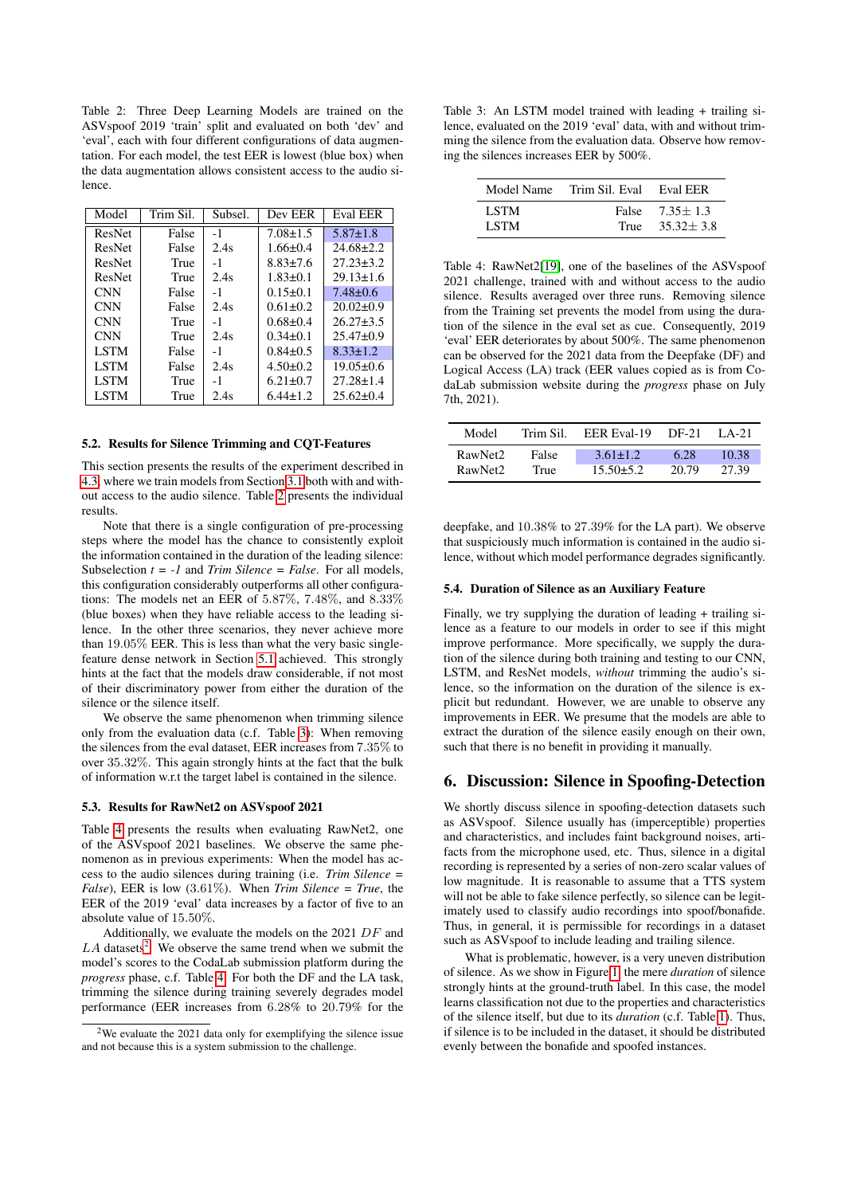Table 2: Three Deep Learning Models are trained on the ASVspoof 2019 'train' split and evaluated on both 'dev' and 'eval', each with four different configurations of data augmentation. For each model, the test EER is lowest (blue box) when the data augmentation allows consistent access to the audio silence.

| Model | Trim Sil. | Subsel. | Dev EER | Eval EER |
|---|---|---|---|---|
| ResNet | False | -1 | 7.08±1.5 | 5.87±1.8 |
| ResNet | False | 2.4s | 1.66±0.4 | 24.68±2.2 |
| ResNet | True | -1 | 8.83±7.6 | 27.23±3.2 |
| ResNet | True | 2.4s | 1.83±0.1 | 29.13±1.6 |
| CNN | False | -1 | 0.15±0.1 | 7.48±0.6 |
| CNN | False | 2.4s | 0.61±0.2 | 20.02±0.9 |
| CNN | True | -1 | 0.68±0.4 | 26.27±3.5 |
| CNN | True | 2.4s | 0.34±0.1 | 25.47±0.9 |
| LSTM | False | -1 | 0.84±0.5 | 8.33±1.2 |
| LSTM | False | 2.4s | 4.50±0.2 | 19.05±0.6 |
| LSTM | True | -1 | 6.21±0.7 | 27.28±1.4 |
| LSTM | True | 2.4s | 6.44±1.2 | 25.62±0.4 |

### 5.2. Results for Silence Trimming and CQT-Features

This section presents the results of the experiment described in 4.3, where we train models from Section 3.1 both with and without access to the audio silence. Table 2 presents the individual results.

Note that there is a single configuration of pre-processing steps where the model has the chance to consistently exploit the information contained in the duration of the leading silence: Subselection *t = -1* and *Trim Silence = False*. For all models, this configuration considerably outperforms all other configurations: The models net an EER of 5.87%, 7.48%, and 8.33% (blue boxes) when they have reliable access to the leading silence. In the other three scenarios, they never achieve more than 19.05% EER. This is less than what the very basic single-feature dense network in Section 5.1 achieved. This strongly hints at the fact that the models draw considerable, if not most of their discriminatory power from either the duration of the silence or the silence itself.

We observe the same phenomenon when trimming silence only from the evaluation data (c.f. Table 3): When removing the silences from the eval dataset, EER increases from 7.35% to over 35.32%. This again strongly hints at the fact that the bulk of information w.r.t the target label is contained in the silence.

### 5.3. Results for RawNet2 on ASVspoof 2021

Table 4 presents the results when evaluating RawNet2, one of the ASVspoof 2021 baselines. We observe the same phenomenon as in previous experiments: When the model has access to the audio silences during training (i.e. *Trim Silence = False*), EER is low (3.61%). When *Trim Silence = True*, the EER of the 2019 'eval' data increases by a factor of five to an absolute value of 15.50%.

Additionally, we evaluate the models on the 2021 $DF$ and $LA$ datasets[2]. We observe the same trend when we submit the model's scores to the CodaLab submission platform during the *progress* phase, c.f. Table 4. For both the DF and the LA task, trimming the silence during training severely degrades model performance (EER increases from 6.28% to 20.79% for the deepfake, and 10.38% to 27.39% for the LA part). We observe that suspiciously much information is contained in the audio silence, without which model performance degrades significantly.

[2] We evaluate the 2021 data only for exemplifying the silence issue and not because this is a system submission to the challenge.

Table 3: An LSTM model trained with leading + trailing silence, evaluated on the 2019 'eval' data, with and without trimming the silence from the evaluation data. Observe how removing the silences increases EER by 500%.

| Model Name | Trim Sil. Eval | Eval EER |
|---|---|---|
| LSTM | False | 7.35± 1.3 |
| LSTM | True | 35.32± 3.8 |

Table 4: RawNet2[19], one of the baselines of the ASVspoof 2021 challenge, trained with and without access to the audio silence. Results averaged over three runs. Removing silence from the Training set prevents the model from using the duration of the silence in the eval set as cue. Consequently, 2019 'eval' EER deteriorates by about 500%. The same phenomenon can be observed for the 2021 data from the Deepfake (DF) and Logical Access (LA) track (EER values copied as is from CodaLab submission website during the *progress* phase on July 7th, 2021).

| Model | Trim Sil. | EER Eval-19 | DF-21 | LA-21 |
|---|---|---|---|---|
| RawNet2 | False | 3.61±1.2 | 6.28 | 10.38 |
| RawNet2 | True | 15.50±5.2 | 20.79 | 27.39 |

### 5.4. Duration of Silence as an Auxiliary Feature

Finally, we try supplying the duration of leading + trailing silence as a feature to our models in order to see if this might improve performance. More specifically, we supply the duration of the silence during both training and testing to our CNN, LSTM, and ResNet models, *without* trimming the audio's silence, so the information on the duration of the silence is explicit but redundant. However, we are unable to observe any improvements in EER. We presume that the models are able to extract the duration of the silence easily enough on their own, such that there is no benefit in providing it manually.

## 6. Discussion: Silence in Spoofing-Detection

We shortly discuss silence in spoofing-detection datasets such as ASVspoof. Silence usually has (imperceptible) properties and characteristics, and includes faint background noises, artifacts from the microphone used, etc. Thus, silence in a digital recording is represented by a series of non-zero scalar values of low magnitude. It is reasonable to assume that a TTS system will not be able to fake silence perfectly, so silence can be legitimately used to classify audio recordings into spoof/bonafide. Thus, in general, it is permissible for recordings in a dataset such as ASVspoof to include leading and trailing silence.

What is problematic, however, is a very uneven distribution of silence. As we show in Figure 1, the mere *duration* of silence strongly hints at the ground-truth label. In this case, the model learns classification not due to the properties and characteristics of the silence itself, but due to its *duration* (c.f. Table 1). Thus, if silence is to be included in the dataset, it should be distributed evenly between the bonafide and spoofed instances.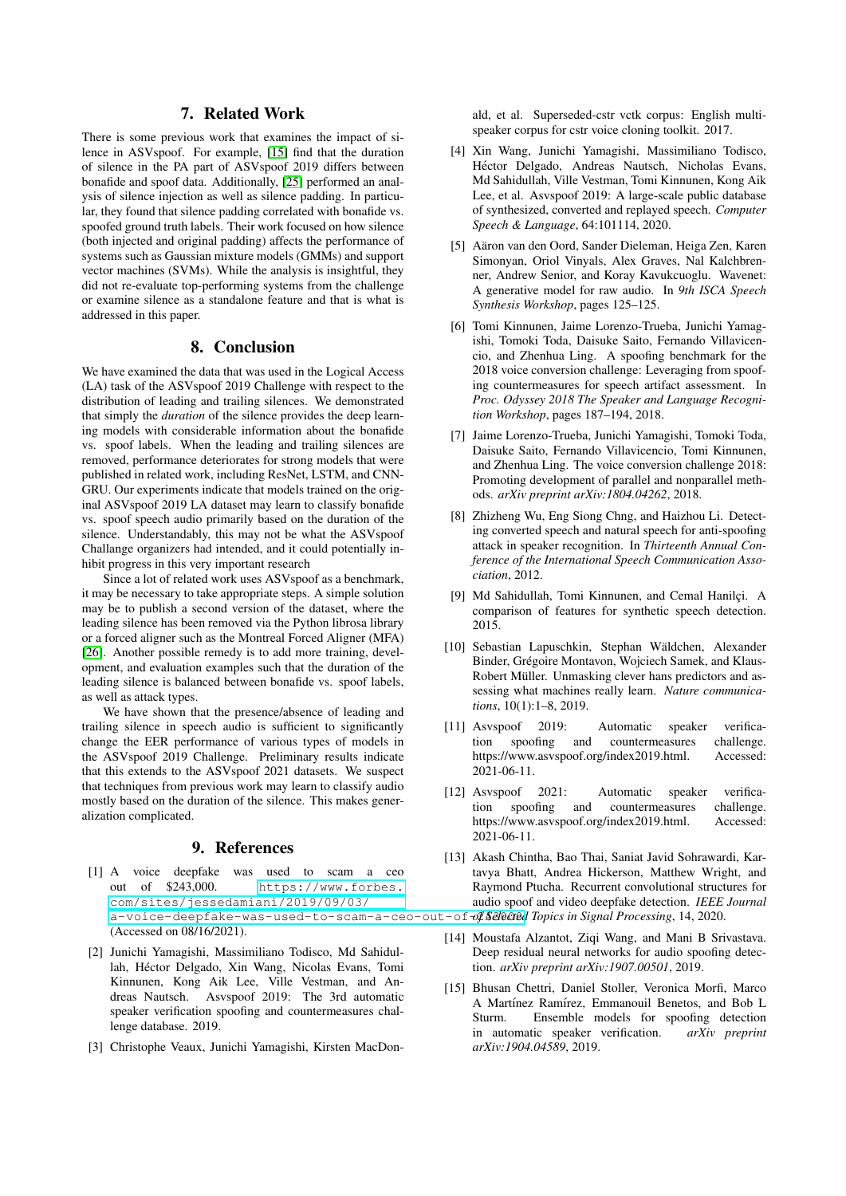## 7. Related Work

There is some previous work that examines the impact of silence in ASVspoof. For example, [15] find that the duration of silence in the PA part of ASVspoof 2019 differs between bonafide and spoof data. Additionally, [25] performed an analysis of silence injection as well as silence padding. In particular, they found that silence padding correlated with bonafide vs. spoofed ground truth labels. Their work focused on how silence (both injected and original padding) affects the performance of systems such as Gaussian mixture models (GMMs) and support vector machines (SVMs). While the analysis is insightful, they did not re-evaluate top-performing systems from the challenge or examine silence as a standalone feature and that is what is addressed in this paper.

## 8. Conclusion

We have examined the data that was used in the Logical Access (LA) task of the ASVspoof 2019 Challenge with respect to the distribution of leading and trailing silences. We demonstrated that simply the *duration* of the silence provides the deep learning models with considerable information about the bonafide vs. spoof labels. When the leading and trailing silences are removed, performance deteriorates for strong models that were published in related work, including ResNet, LSTM, and CNN-GRU. Our experiments indicate that models trained on the original ASVspoof 2019 LA dataset may learn to classify bonafide vs. spoof speech audio primarily based on the duration of the silence. Understandably, this may not be what the ASVspoof Challange organizers had intended, and it could potentially inhibit progress in this very important research

Since a lot of related work uses ASVspoof as a benchmark, it may be necessary to take appropriate steps. A simple solution may be to publish a second version of the dataset, where the leading silence has been removed via the Python librosa library or a forced aligner such as the Montreal Forced Aligner (MFA) [26]. Another possible remedy is to add more training, development, and evaluation examples such that the duration of the leading silence is balanced between bonafide vs. spoof labels, as well as attack types.

We have shown that the presence/absence of leading and trailing silence in speech audio is sufficient to significantly change the EER performance of various types of models in the ASVspoof 2019 Challenge. Preliminary results indicate that this extends to the ASVspoof 2021 datasets. We suspect that techniques from previous work may learn to classify audio mostly based on the duration of the silence. This makes generalization complicated.

## 9. References

[1] A voice deepfake was used to scam a ceo out of $243,000. https://www.forbes.com/sites/jessedamiani/2019/09/03/a-voice-deepfake-was-used-to-scam-a-ceo-out-of-243000/. (Accessed on 08/16/2021).

[2] Junichi Yamagishi, Massimiliano Todisco, Md Sahidullah, Héctor Delgado, Xin Wang, Nicolas Evans, Tomi Kinnunen, Kong Aik Lee, Ville Vestman, and Andreas Nautsch. Asvspoof 2019: The 3rd automatic speaker verification spoofing and countermeasures challenge database. 2019.

[3] Christophe Veaux, Junichi Yamagishi, Kirsten MacDonald, et al. Superseded-cstr vctk corpus: English multi-speaker corpus for cstr voice cloning toolkit. 2017.

[4] Xin Wang, Junichi Yamagishi, Massimiliano Todisco, Héctor Delgado, Andreas Nautsch, Nicholas Evans, Md Sahidullah, Ville Vestman, Tomi Kinnunen, Kong Aik Lee, et al. Asvspoof 2019: A large-scale public database of synthesized, converted and replayed speech. *Computer Speech & Language*, 64:101114, 2020.

[5] Aäron van den Oord, Sander Dieleman, Heiga Zen, Karen Simonyan, Oriol Vinyals, Alex Graves, Nal Kalchbrenner, Andrew Senior, and Koray Kavukcuoglu. Wavenet: A generative model for raw audio. In *9th ISCA Speech Synthesis Workshop*, pages 125–125.

[6] Tomi Kinnunen, Jaime Lorenzo-Trueba, Junichi Yamagishi, Tomoki Toda, Daisuke Saito, Fernando Villavicencio, and Zhenhua Ling. A spoofing benchmark for the 2018 voice conversion challenge: Leveraging from spoofing countermeasures for speech artifact assessment. In *Proc. Odyssey 2018 The Speaker and Language Recognition Workshop*, pages 187–194, 2018.

[7] Jaime Lorenzo-Trueba, Junichi Yamagishi, Tomoki Toda, Daisuke Saito, Fernando Villavicencio, Tomi Kinnunen, and Zhenhua Ling. The voice conversion challenge 2018: Promoting development of parallel and nonparallel methods. *arXiv preprint arXiv:1804.04262*, 2018.

[8] Zhizheng Wu, Eng Siong Chng, and Haizhou Li. Detecting converted speech and natural speech for anti-spoofing attack in speaker recognition. In *Thirteenth Annual Conference of the International Speech Communication Association*, 2012.

[9] Md Sahidullah, Tomi Kinnunen, and Cemal Hanilçi. A comparison of features for synthetic speech detection. 2015.

[10] Sebastian Lapuschkin, Stephan Wäldchen, Alexander Binder, Grégoire Montavon, Wojciech Samek, and Klaus-Robert Müller. Unmasking clever hans predictors and assessing what machines really learn. *Nature communications*, 10(1):1–8, 2019.

[11] Asvspoof 2019: Automatic speaker verification spoofing and countermeasures challenge. https://www.asvspoof.org/index2019.html. Accessed: 2021-06-11.

[12] Asvspoof 2021: Automatic speaker verification spoofing and countermeasures challenge. https://www.asvspoof.org/index2019.html. Accessed: 2021-06-11.

[13] Akash Chintha, Bao Thai, Saniat Javid Sohrawardi, Kartavya Bhatt, Andrea Hickerson, Matthew Wright, and Raymond Ptucha. Recurrent convolutional structures for audio spoof and video deepfake detection. *IEEE Journal of Selected Topics in Signal Processing*, 14, 2020.

[14] Moustafa Alzantot, Ziqi Wang, and Mani B Srivastava. Deep residual neural networks for audio spoofing detection. *arXiv preprint arXiv:1907.00501*, 2019.

[15] Bhusan Chettri, Daniel Stoller, Veronica Morfi, Marco A Martínez Ramírez, Emmanouil Benetos, and Bob L Sturm. Ensemble models for spoofing detection in automatic speaker verification. *arXiv preprint arXiv:1904.04589*, 2019.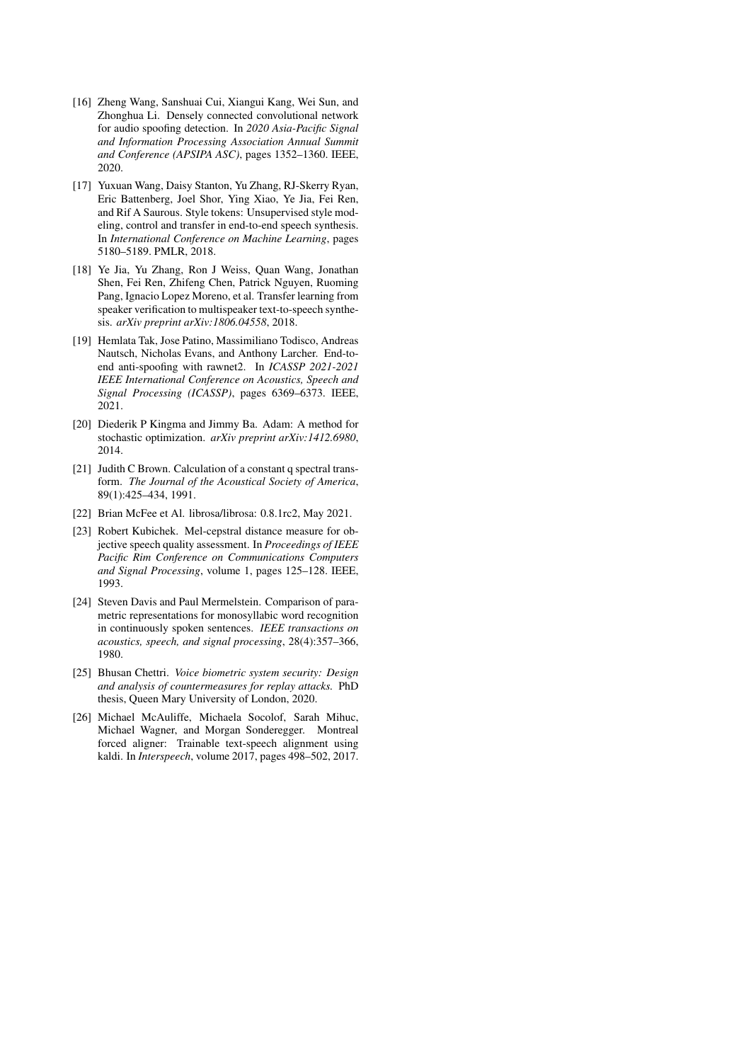- [16] Zheng Wang, Sanshuai Cui, Xiangui Kang, Wei Sun, and Zhonghua Li. Densely connected convolutional network for audio spoofing detection. In *2020 Asia-Pacific Signal and Information Processing Association Annual Summit and Conference (APSIPA ASC)*, pages 1352–1360. IEEE, 2020.
- [17] Yuxuan Wang, Daisy Stanton, Yu Zhang, RJ-Skerry Ryan, Eric Battenberg, Joel Shor, Ying Xiao, Ye Jia, Fei Ren, and Rif A Saurous. Style tokens: Unsupervised style modeling, control and transfer in end-to-end speech synthesis. In *International Conference on Machine Learning*, pages 5180–5189. PMLR, 2018.
- [18] Ye Jia, Yu Zhang, Ron J Weiss, Quan Wang, Jonathan Shen, Fei Ren, Zhifeng Chen, Patrick Nguyen, Ruoming Pang, Ignacio Lopez Moreno, et al. Transfer learning from speaker verification to multispeaker text-to-speech synthesis. *arXiv preprint arXiv:1806.04558*, 2018.
- [19] Hemlata Tak, Jose Patino, Massimiliano Todisco, Andreas Nautsch, Nicholas Evans, and Anthony Larcher. End-to-end anti-spoofing with rawnet2. In *ICASSP 2021-2021 IEEE International Conference on Acoustics, Speech and Signal Processing (ICASSP)*, pages 6369–6373. IEEE, 2021.
- [20] Diederik P Kingma and Jimmy Ba. Adam: A method for stochastic optimization. *arXiv preprint arXiv:1412.6980*, 2014.
- [21] Judith C Brown. Calculation of a constant q spectral transform. *The Journal of the Acoustical Society of America*, 89(1):425–434, 1991.
- [22] Brian McFee et Al. librosa/librosa: 0.8.1rc2, May 2021.
- [23] Robert Kubichek. Mel-cepstral distance measure for objective speech quality assessment. In *Proceedings of IEEE Pacific Rim Conference on Communications Computers and Signal Processing*, volume 1, pages 125–128. IEEE, 1993.
- [24] Steven Davis and Paul Mermelstein. Comparison of parametric representations for monosyllabic word recognition in continuously spoken sentences. *IEEE transactions on acoustics, speech, and signal processing*, 28(4):357–366, 1980.
- [25] Bhusan Chettri. *Voice biometric system security: Design and analysis of countermeasures for replay attacks.* PhD thesis, Queen Mary University of London, 2020.
- [26] Michael McAuliffe, Michaela Socolof, Sarah Mihuc, Michael Wagner, and Morgan Sonderegger. Montreal forced aligner: Trainable text-speech alignment using kaldi. In *Interspeech*, volume 2017, pages 498–502, 2017.